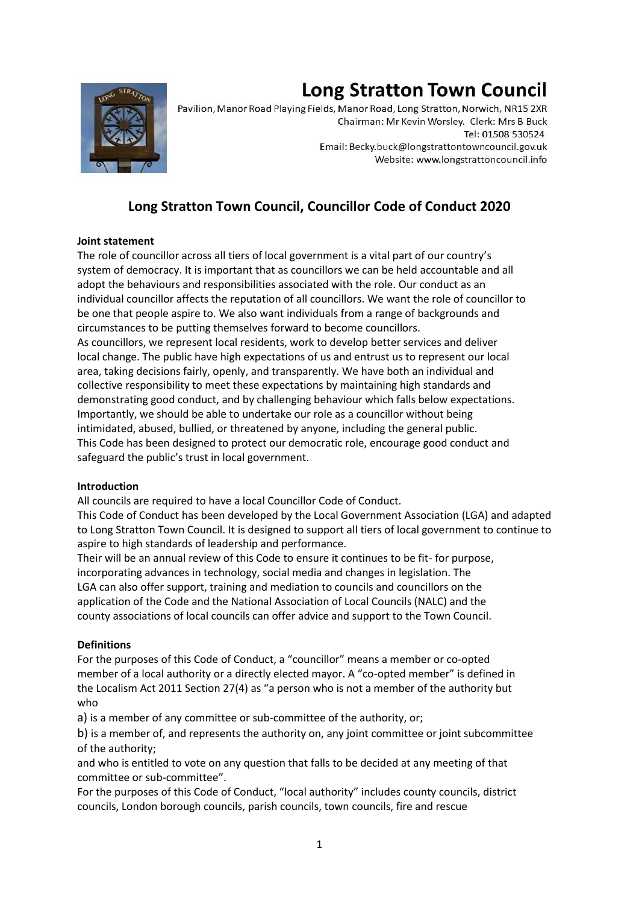# Long Stratton Town Council

Pavilion, Manor Road Playing Fields, Manor Road, Long Stratton, Norwich, NR15 2XR
Chairman: Mr Kevin Worsley. Clerk: Mrs B Buck
Tel: 01508 530524
Email: Becky.buck@longstrattontowncouncil.gov.uk
Website: www.longstrattoncouncil.info

## Long Stratton Town Council, Councillor Code of Conduct 2020

**Joint statement**

The role of councillor across all tiers of local government is a vital part of our country's system of democracy. It is important that as councillors we can be held accountable and all adopt the behaviours and responsibilities associated with the role. Our conduct as an individual councillor affects the reputation of all councillors. We want the role of councillor to be one that people aspire to. We also want individuals from a range of backgrounds and circumstances to be putting themselves forward to become councillors.

As councillors, we represent local residents, work to develop better services and deliver local change. The public have high expectations of us and entrust us to represent our local area, taking decisions fairly, openly, and transparently. We have both an individual and collective responsibility to meet these expectations by maintaining high standards and demonstrating good conduct, and by challenging behaviour which falls below expectations. Importantly, we should be able to undertake our role as a councillor without being intimidated, abused, bullied, or threatened by anyone, including the general public.

This Code has been designed to protect our democratic role, encourage good conduct and safeguard the public's trust in local government.

**Introduction**

All councils are required to have a local Councillor Code of Conduct.

This Code of Conduct has been developed by the Local Government Association (LGA) and adapted to Long Stratton Town Council. It is designed to support all tiers of local government to continue to aspire to high standards of leadership and performance.

Their will be an annual review of this Code to ensure it continues to be fit- for purpose, incorporating advances in technology, social media and changes in legislation. The LGA can also offer support, training and mediation to councils and councillors on the application of the Code and the National Association of Local Councils (NALC) and the county associations of local councils can offer advice and support to the Town Council.

**Definitions**

For the purposes of this Code of Conduct, a "councillor" means a member or co-opted member of a local authority or a directly elected mayor. A "co-opted member" is defined in the Localism Act 2011 Section 27(4) as "a person who is not a member of the authority but who

a) is a member of any committee or sub-committee of the authority, or;

b) is a member of, and represents the authority on, any joint committee or joint subcommittee of the authority;

and who is entitled to vote on any question that falls to be decided at any meeting of that committee or sub-committee".

For the purposes of this Code of Conduct, "local authority" includes county councils, district councils, London borough councils, parish councils, town councils, fire and rescue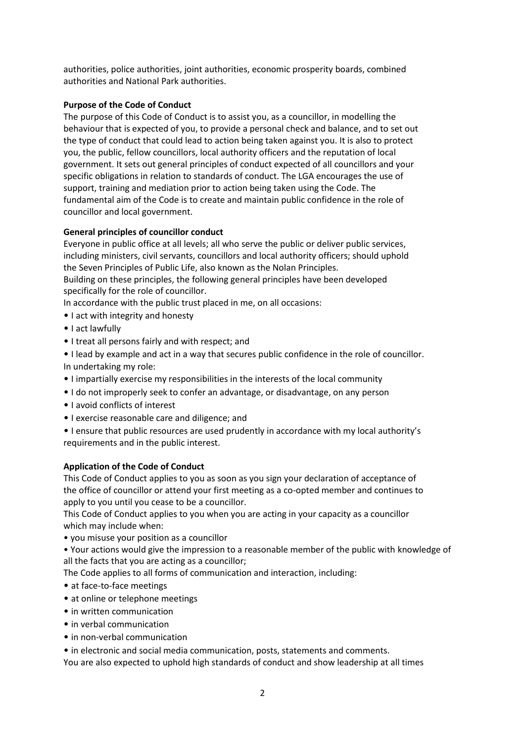authorities, police authorities, joint authorities, economic prosperity boards, combined authorities and National Park authorities.

**Purpose of the Code of Conduct**

The purpose of this Code of Conduct is to assist you, as a councillor, in modelling the behaviour that is expected of you, to provide a personal check and balance, and to set out the type of conduct that could lead to action being taken against you. It is also to protect you, the public, fellow councillors, local authority officers and the reputation of local government. It sets out general principles of conduct expected of all councillors and your specific obligations in relation to standards of conduct. The LGA encourages the use of support, training and mediation prior to action being taken using the Code. The fundamental aim of the Code is to create and maintain public confidence in the role of councillor and local government.

**General principles of councillor conduct**

Everyone in public office at all levels; all who serve the public or deliver public services, including ministers, civil servants, councillors and local authority officers; should uphold the Seven Principles of Public Life, also known as the Nolan Principles.

Building on these principles, the following general principles have been developed specifically for the role of councillor.

In accordance with the public trust placed in me, on all occasions:

- I act with integrity and honesty
- I act lawfully
- I treat all persons fairly and with respect; and
- I lead by example and act in a way that secures public confidence in the role of councillor.

In undertaking my role:

- I impartially exercise my responsibilities in the interests of the local community
- I do not improperly seek to confer an advantage, or disadvantage, on any person
- I avoid conflicts of interest
- I exercise reasonable care and diligence; and
- I ensure that public resources are used prudently in accordance with my local authority's requirements and in the public interest.

**Application of the Code of Conduct**

This Code of Conduct applies to you as soon as you sign your declaration of acceptance of the office of councillor or attend your first meeting as a co-opted member and continues to apply to you until you cease to be a councillor.

This Code of Conduct applies to you when you are acting in your capacity as a councillor which may include when:

- you misuse your position as a councillor
- Your actions would give the impression to a reasonable member of the public with knowledge of all the facts that you are acting as a councillor;

The Code applies to all forms of communication and interaction, including:

- at face-to-face meetings
- at online or telephone meetings
- in written communication
- in verbal communication
- in non-verbal communication
- in electronic and social media communication, posts, statements and comments.

You are also expected to uphold high standards of conduct and show leadership at all times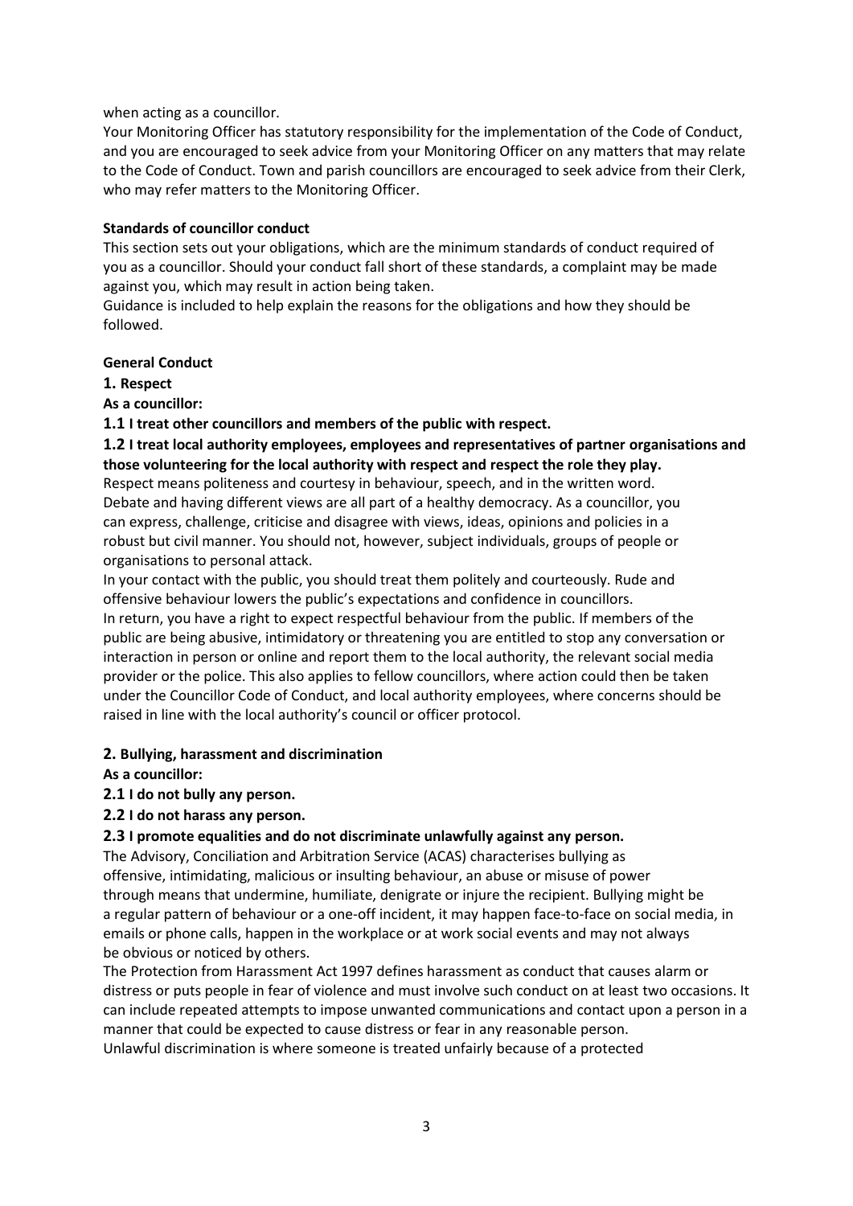when acting as a councillor.

Your Monitoring Officer has statutory responsibility for the implementation of the Code of Conduct, and you are encouraged to seek advice from your Monitoring Officer on any matters that may relate to the Code of Conduct. Town and parish councillors are encouraged to seek advice from their Clerk, who may refer matters to the Monitoring Officer.

**Standards of councillor conduct**

This section sets out your obligations, which are the minimum standards of conduct required of you as a councillor. Should your conduct fall short of these standards, a complaint may be made against you, which may result in action being taken.

Guidance is included to help explain the reasons for the obligations and how they should be followed.

**General Conduct**

**1. Respect**

**As a councillor:**

**1.1 I treat other councillors and members of the public with respect.**

**1.2 I treat local authority employees, employees and representatives of partner organisations and those volunteering for the local authority with respect and respect the role they play.**

Respect means politeness and courtesy in behaviour, speech, and in the written word. Debate and having different views are all part of a healthy democracy. As a councillor, you can express, challenge, criticise and disagree with views, ideas, opinions and policies in a robust but civil manner. You should not, however, subject individuals, groups of people or organisations to personal attack.

In your contact with the public, you should treat them politely and courteously. Rude and offensive behaviour lowers the public's expectations and confidence in councillors.

In return, you have a right to expect respectful behaviour from the public. If members of the public are being abusive, intimidatory or threatening you are entitled to stop any conversation or interaction in person or online and report them to the local authority, the relevant social media provider or the police. This also applies to fellow councillors, where action could then be taken under the Councillor Code of Conduct, and local authority employees, where concerns should be raised in line with the local authority's council or officer protocol.

**2. Bullying, harassment and discrimination**

**As a councillor:**

**2.1 I do not bully any person.**

**2.2 I do not harass any person.**

**2.3 I promote equalities and do not discriminate unlawfully against any person.**

The Advisory, Conciliation and Arbitration Service (ACAS) characterises bullying as offensive, intimidating, malicious or insulting behaviour, an abuse or misuse of power through means that undermine, humiliate, denigrate or injure the recipient. Bullying might be a regular pattern of behaviour or a one-off incident, it may happen face-to-face on social media, in emails or phone calls, happen in the workplace or at work social events and may not always be obvious or noticed by others.

The Protection from Harassment Act 1997 defines harassment as conduct that causes alarm or distress or puts people in fear of violence and must involve such conduct on at least two occasions. It can include repeated attempts to impose unwanted communications and contact upon a person in a manner that could be expected to cause distress or fear in any reasonable person.

Unlawful discrimination is where someone is treated unfairly because of a protected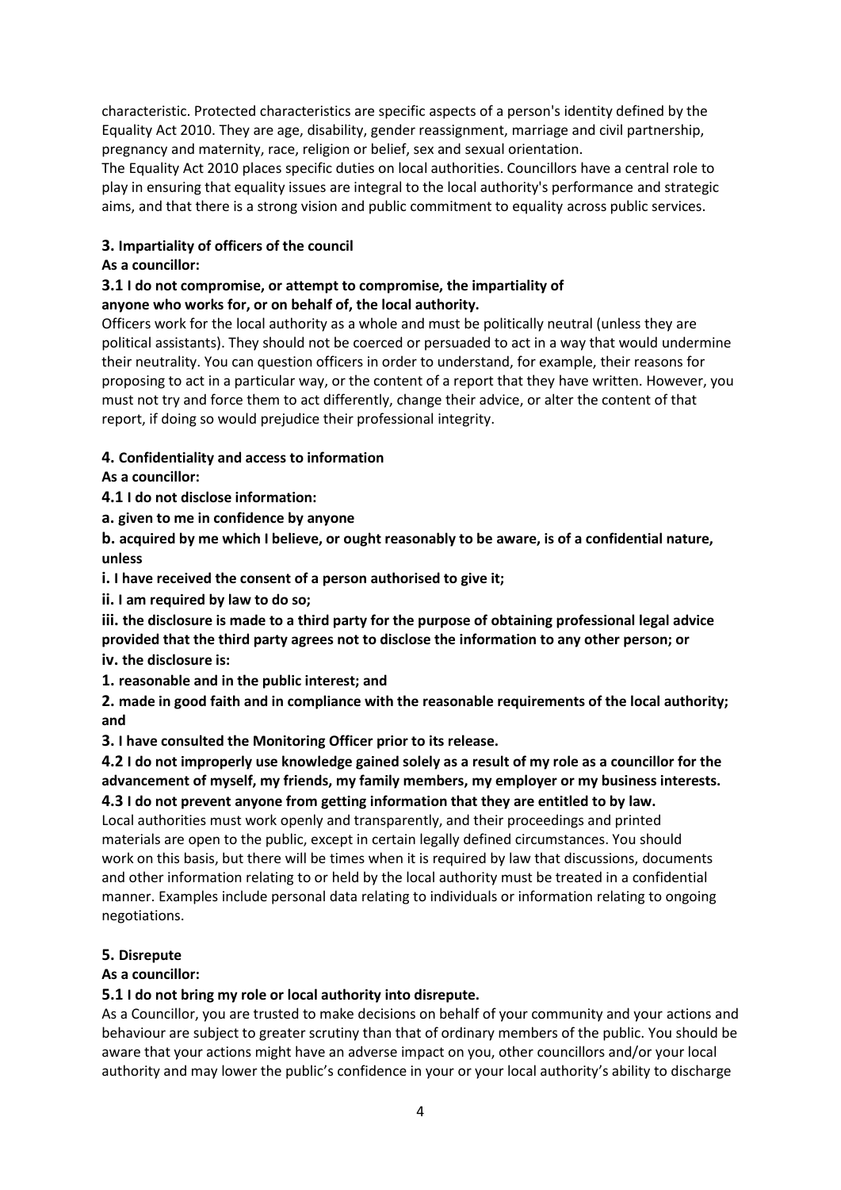characteristic. Protected characteristics are specific aspects of a person's identity defined by the Equality Act 2010. They are age, disability, gender reassignment, marriage and civil partnership, pregnancy and maternity, race, religion or belief, sex and sexual orientation.

The Equality Act 2010 places specific duties on local authorities. Councillors have a central role to play in ensuring that equality issues are integral to the local authority's performance and strategic aims, and that there is a strong vision and public commitment to equality across public services.

**3. Impartiality of officers of the council**

**As a councillor:**

**3.1 I do not compromise, or attempt to compromise, the impartiality of anyone who works for, or on behalf of, the local authority.**

Officers work for the local authority as a whole and must be politically neutral (unless they are political assistants). They should not be coerced or persuaded to act in a way that would undermine their neutrality. You can question officers in order to understand, for example, their reasons for proposing to act in a particular way, or the content of a report that they have written. However, you must not try and force them to act differently, change their advice, or alter the content of that report, if doing so would prejudice their professional integrity.

**4. Confidentiality and access to information**

**As a councillor:**

**4.1 I do not disclose information:**

**a. given to me in confidence by anyone**

**b. acquired by me which I believe, or ought reasonably to be aware, is of a confidential nature, unless**

**i. I have received the consent of a person authorised to give it;**

**ii. I am required by law to do so;**

**iii. the disclosure is made to a third party for the purpose of obtaining professional legal advice provided that the third party agrees not to disclose the information to any other person; or**

**iv. the disclosure is:**

**1. reasonable and in the public interest; and**

**2. made in good faith and in compliance with the reasonable requirements of the local authority; and**

**3. I have consulted the Monitoring Officer prior to its release.**

**4.2 I do not improperly use knowledge gained solely as a result of my role as a councillor for the advancement of myself, my friends, my family members, my employer or my business interests.**

**4.3 I do not prevent anyone from getting information that they are entitled to by law.**

Local authorities must work openly and transparently, and their proceedings and printed materials are open to the public, except in certain legally defined circumstances. You should work on this basis, but there will be times when it is required by law that discussions, documents and other information relating to or held by the local authority must be treated in a confidential manner. Examples include personal data relating to individuals or information relating to ongoing negotiations.

**5. Disrepute**

**As a councillor:**

**5.1 I do not bring my role or local authority into disrepute.**

As a Councillor, you are trusted to make decisions on behalf of your community and your actions and behaviour are subject to greater scrutiny than that of ordinary members of the public. You should be aware that your actions might have an adverse impact on you, other councillors and/or your local authority and may lower the public's confidence in your or your local authority's ability to discharge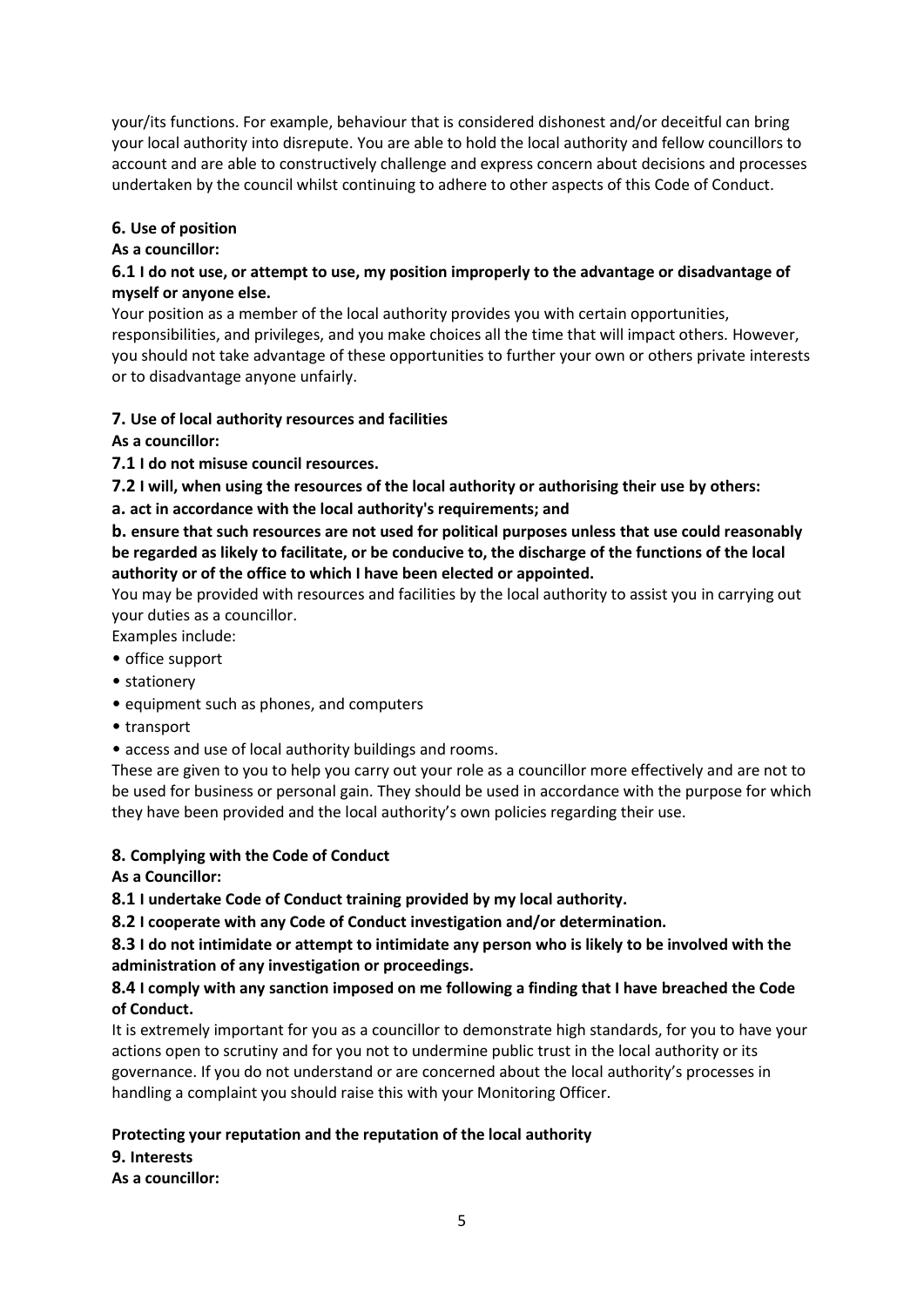your/its functions. For example, behaviour that is considered dishonest and/or deceitful can bring your local authority into disrepute. You are able to hold the local authority and fellow councillors to account and are able to constructively challenge and express concern about decisions and processes undertaken by the council whilst continuing to adhere to other aspects of this Code of Conduct.

### 6. Use of position

**As a councillor:**

**6.1 I do not use, or attempt to use, my position improperly to the advantage or disadvantage of myself or anyone else.**

Your position as a member of the local authority provides you with certain opportunities, responsibilities, and privileges, and you make choices all the time that will impact others. However, you should not take advantage of these opportunities to further your own or others private interests or to disadvantage anyone unfairly.

### 7. Use of local authority resources and facilities

**As a councillor:**

**7.1 I do not misuse council resources.**

**7.2 I will, when using the resources of the local authority or authorising their use by others:**

**a. act in accordance with the local authority's requirements; and**

**b. ensure that such resources are not used for political purposes unless that use could reasonably be regarded as likely to facilitate, or be conducive to, the discharge of the functions of the local authority or of the office to which I have been elected or appointed.**

You may be provided with resources and facilities by the local authority to assist you in carrying out your duties as a councillor.

Examples include:

- office support
- stationery
- equipment such as phones, and computers
- transport
- access and use of local authority buildings and rooms.

These are given to you to help you carry out your role as a councillor more effectively and are not to be used for business or personal gain. They should be used in accordance with the purpose for which they have been provided and the local authority's own policies regarding their use.

### 8. Complying with the Code of Conduct

**As a Councillor:**

**8.1 I undertake Code of Conduct training provided by my local authority.**

**8.2 I cooperate with any Code of Conduct investigation and/or determination.**

**8.3 I do not intimidate or attempt to intimidate any person who is likely to be involved with the administration of any investigation or proceedings.**

**8.4 I comply with any sanction imposed on me following a finding that I have breached the Code of Conduct.**

It is extremely important for you as a councillor to demonstrate high standards, for you to have your actions open to scrutiny and for you not to undermine public trust in the local authority or its governance. If you do not understand or are concerned about the local authority's processes in handling a complaint you should raise this with your Monitoring Officer.

## Protecting your reputation and the reputation of the local authority

### 9. Interests

**As a councillor:**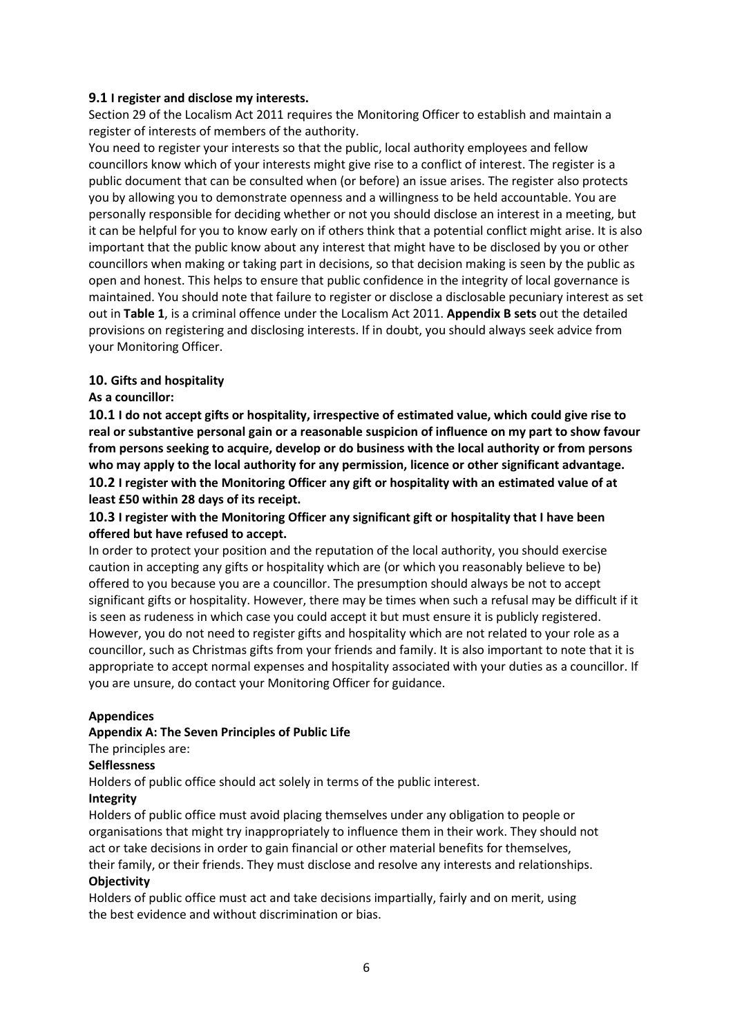**9.1 I register and disclose my interests.**

Section 29 of the Localism Act 2011 requires the Monitoring Officer to establish and maintain a register of interests of members of the authority.

You need to register your interests so that the public, local authority employees and fellow councillors know which of your interests might give rise to a conflict of interest. The register is a public document that can be consulted when (or before) an issue arises. The register also protects you by allowing you to demonstrate openness and a willingness to be held accountable. You are personally responsible for deciding whether or not you should disclose an interest in a meeting, but it can be helpful for you to know early on if others think that a potential conflict might arise. It is also important that the public know about any interest that might have to be disclosed by you or other councillors when making or taking part in decisions, so that decision making is seen by the public as open and honest. This helps to ensure that public confidence in the integrity of local governance is maintained. You should note that failure to register or disclose a disclosable pecuniary interest as set out in **Table 1**, is a criminal offence under the Localism Act 2011. **Appendix B sets** out the detailed provisions on registering and disclosing interests. If in doubt, you should always seek advice from your Monitoring Officer.

## 10. Gifts and hospitality

**As a councillor:**

**10.1 I do not accept gifts or hospitality, irrespective of estimated value, which could give rise to real or substantive personal gain or a reasonable suspicion of influence on my part to show favour from persons seeking to acquire, develop or do business with the local authority or from persons who may apply to the local authority for any permission, licence or other significant advantage.**

**10.2 I register with the Monitoring Officer any gift or hospitality with an estimated value of at least £50 within 28 days of its receipt.**

**10.3 I register with the Monitoring Officer any significant gift or hospitality that I have been offered but have refused to accept.**

In order to protect your position and the reputation of the local authority, you should exercise caution in accepting any gifts or hospitality which are (or which you reasonably believe to be) offered to you because you are a councillor. The presumption should always be not to accept significant gifts or hospitality. However, there may be times when such a refusal may be difficult if it is seen as rudeness in which case you could accept it but must ensure it is publicly registered. However, you do not need to register gifts and hospitality which are not related to your role as a councillor, such as Christmas gifts from your friends and family. It is also important to note that it is appropriate to accept normal expenses and hospitality associated with your duties as a councillor. If you are unsure, do contact your Monitoring Officer for guidance.

## Appendices

### Appendix A: The Seven Principles of Public Life

The principles are:

**Selflessness**

Holders of public office should act solely in terms of the public interest.

**Integrity**

Holders of public office must avoid placing themselves under any obligation to people or organisations that might try inappropriately to influence them in their work. They should not act or take decisions in order to gain financial or other material benefits for themselves, their family, or their friends. They must disclose and resolve any interests and relationships.

**Objectivity**

Holders of public office must act and take decisions impartially, fairly and on merit, using the best evidence and without discrimination or bias.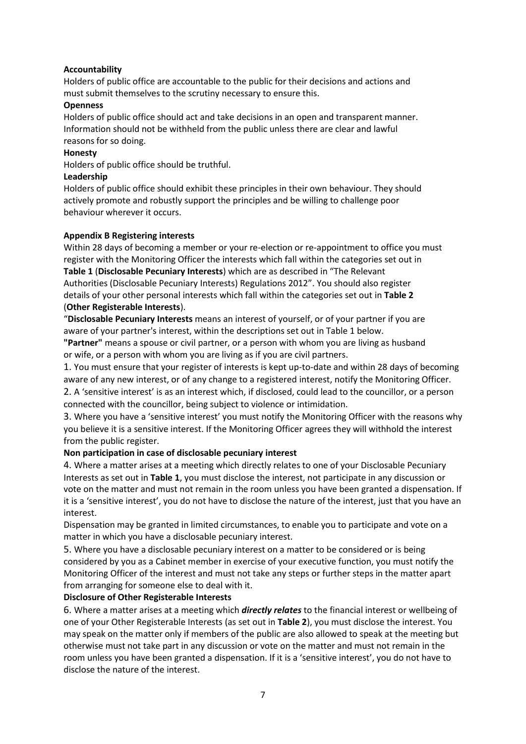**Accountability**

Holders of public office are accountable to the public for their decisions and actions and must submit themselves to the scrutiny necessary to ensure this.

**Openness**

Holders of public office should act and take decisions in an open and transparent manner. Information should not be withheld from the public unless there are clear and lawful reasons for so doing.

**Honesty**

Holders of public office should be truthful.

**Leadership**

Holders of public office should exhibit these principles in their own behaviour. They should actively promote and robustly support the principles and be willing to challenge poor behaviour wherever it occurs.

**Appendix B Registering interests**

Within 28 days of becoming a member or your re-election or re-appointment to office you must register with the Monitoring Officer the interests which fall within the categories set out in **Table 1** (**Disclosable Pecuniary Interests**) which are as described in "The Relevant Authorities (Disclosable Pecuniary Interests) Regulations 2012". You should also register details of your other personal interests which fall within the categories set out in **Table 2** (**Other Registerable Interests**).

"**Disclosable Pecuniary Interests** means an interest of yourself, or of your partner if you are aware of your partner's interest, within the descriptions set out in Table 1 below.

**"Partner"** means a spouse or civil partner, or a person with whom you are living as husband or wife, or a person with whom you are living as if you are civil partners.

1. You must ensure that your register of interests is kept up-to-date and within 28 days of becoming aware of any new interest, or of any change to a registered interest, notify the Monitoring Officer.

2. A 'sensitive interest' is as an interest which, if disclosed, could lead to the councillor, or a person connected with the councillor, being subject to violence or intimidation.

3. Where you have a 'sensitive interest' you must notify the Monitoring Officer with the reasons why you believe it is a sensitive interest. If the Monitoring Officer agrees they will withhold the interest from the public register.

**Non participation in case of disclosable pecuniary interest**

4. Where a matter arises at a meeting which directly relates to one of your Disclosable Pecuniary Interests as set out in **Table 1**, you must disclose the interest, not participate in any discussion or vote on the matter and must not remain in the room unless you have been granted a dispensation. If it is a 'sensitive interest', you do not have to disclose the nature of the interest, just that you have an interest.

Dispensation may be granted in limited circumstances, to enable you to participate and vote on a matter in which you have a disclosable pecuniary interest.

5. Where you have a disclosable pecuniary interest on a matter to be considered or is being considered by you as a Cabinet member in exercise of your executive function, you must notify the Monitoring Officer of the interest and must not take any steps or further steps in the matter apart from arranging for someone else to deal with it.

**Disclosure of Other Registerable Interests**

6. Where a matter arises at a meeting which ***directly relates*** to the financial interest or wellbeing of one of your Other Registerable Interests (as set out in **Table 2**), you must disclose the interest. You may speak on the matter only if members of the public are also allowed to speak at the meeting but otherwise must not take part in any discussion or vote on the matter and must not remain in the room unless you have been granted a dispensation. If it is a 'sensitive interest', you do not have to disclose the nature of the interest.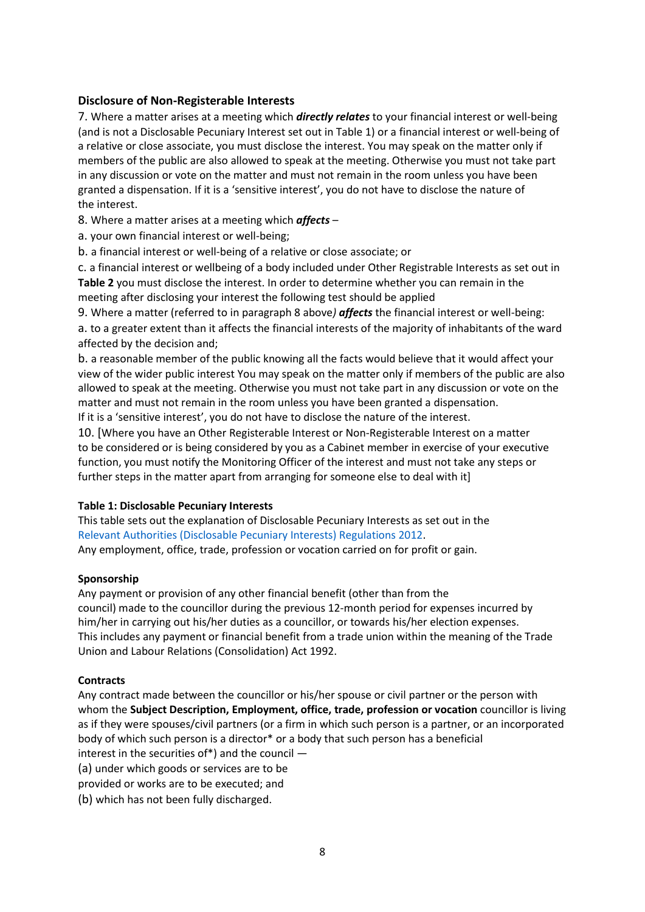### Disclosure of Non-Registerable Interests

7. Where a matter arises at a meeting which ***directly relates*** to your financial interest or well-being (and is not a Disclosable Pecuniary Interest set out in Table 1) or a financial interest or well-being of a relative or close associate, you must disclose the interest. You may speak on the matter only if members of the public are also allowed to speak at the meeting. Otherwise you must not take part in any discussion or vote on the matter and must not remain in the room unless you have been granted a dispensation. If it is a 'sensitive interest', you do not have to disclose the nature of the interest.

8. Where a matter arises at a meeting which ***affects*** –

a. your own financial interest or well-being;

b. a financial interest or well-being of a relative or close associate; or

c. a financial interest or wellbeing of a body included under Other Registrable Interests as set out in **Table 2** you must disclose the interest. In order to determine whether you can remain in the meeting after disclosing your interest the following test should be applied

9. Where a matter (referred to in paragraph 8 above*)* ***affects*** the financial interest or well-being:

a. to a greater extent than it affects the financial interests of the majority of inhabitants of the ward affected by the decision and;

b. a reasonable member of the public knowing all the facts would believe that it would affect your view of the wider public interest You may speak on the matter only if members of the public are also allowed to speak at the meeting. Otherwise you must not take part in any discussion or vote on the matter and must not remain in the room unless you have been granted a dispensation.

If it is a 'sensitive interest', you do not have to disclose the nature of the interest.

10. [Where you have an Other Registerable Interest or Non-Registerable Interest on a matter to be considered or is being considered by you as a Cabinet member in exercise of your executive function, you must notify the Monitoring Officer of the interest and must not take any steps or further steps in the matter apart from arranging for someone else to deal with it]

**Table 1: Disclosable Pecuniary Interests**

This table sets out the explanation of Disclosable Pecuniary Interests as set out in the Relevant Authorities (Disclosable Pecuniary Interests) Regulations 2012.

Any employment, office, trade, profession or vocation carried on for profit or gain.

**Sponsorship**

Any payment or provision of any other financial benefit (other than from the council) made to the councillor during the previous 12-month period for expenses incurred by him/her in carrying out his/her duties as a councillor, or towards his/her election expenses. This includes any payment or financial benefit from a trade union within the meaning of the Trade Union and Labour Relations (Consolidation) Act 1992.

**Contracts**

Any contract made between the councillor or his/her spouse or civil partner or the person with whom the **Subject Description, Employment, office, trade, profession or vocation** councillor is living as if they were spouses/civil partners (or a firm in which such person is a partner, or an incorporated body of which such person is a director* or a body that such person has a beneficial interest in the securities of*) and the council —

(a) under which goods or services are to be provided or works are to be executed; and

(b) which has not been fully discharged.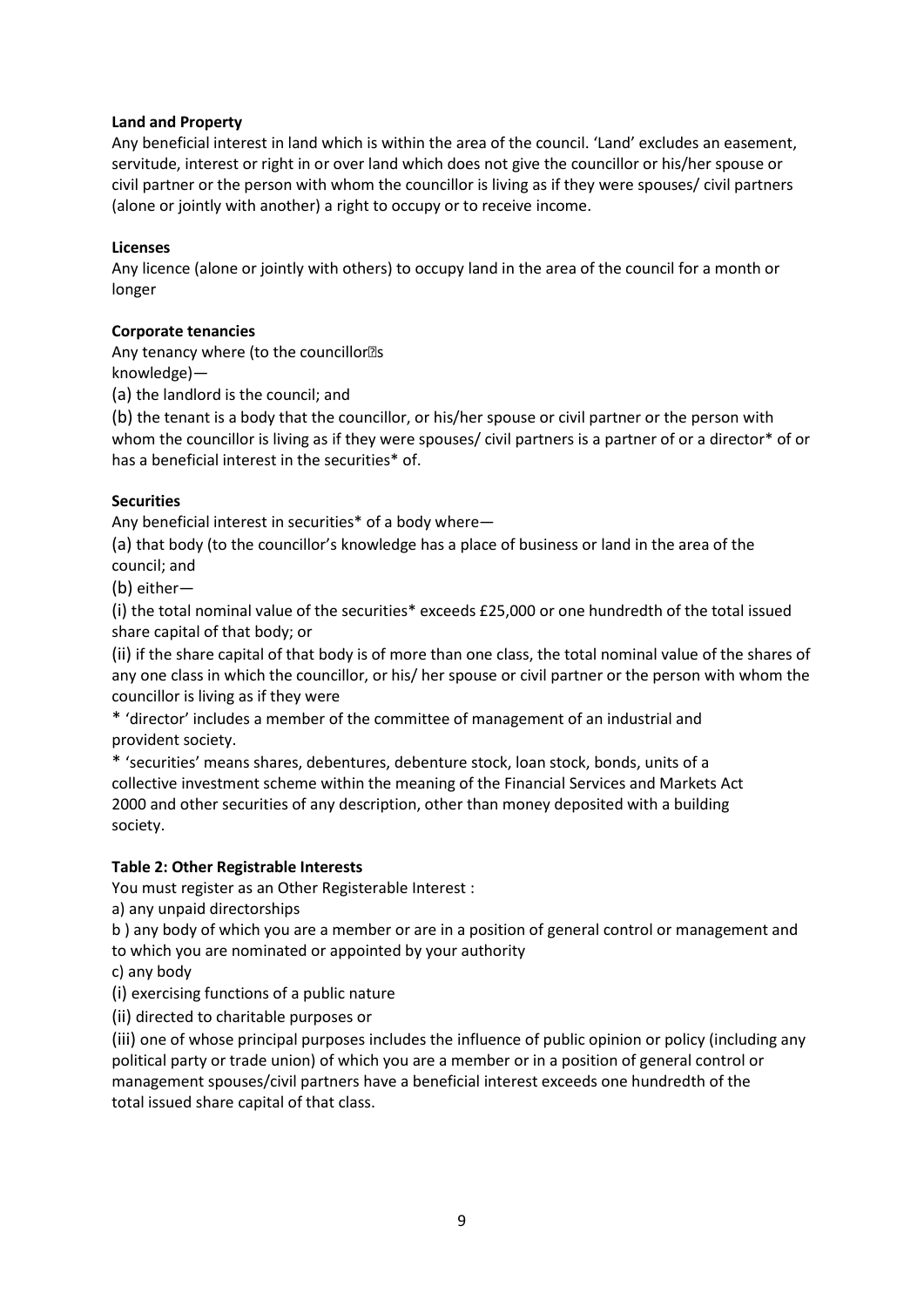**Land and Property**

Any beneficial interest in land which is within the area of the council. 'Land' excludes an easement, servitude, interest or right in or over land which does not give the councillor or his/her spouse or civil partner or the person with whom the councillor is living as if they were spouses/ civil partners (alone or jointly with another) a right to occupy or to receive income.

**Licenses**

Any licence (alone or jointly with others) to occupy land in the area of the council for a month or longer

**Corporate tenancies**

Any tenancy where (to the councillor�s knowledge)—

(a) the landlord is the council; and

(b) the tenant is a body that the councillor, or his/her spouse or civil partner or the person with whom the councillor is living as if they were spouses/ civil partners is a partner of or a director* of or has a beneficial interest in the securities* of.

**Securities**

Any beneficial interest in securities* of a body where—

(a) that body (to the councillor's knowledge has a place of business or land in the area of the council; and

(b) either—

(i) the total nominal value of the securities* exceeds £25,000 or one hundredth of the total issued share capital of that body; or

(ii) if the share capital of that body is of more than one class, the total nominal value of the shares of any one class in which the councillor, or his/ her spouse or civil partner or the person with whom the councillor is living as if they were

* 'director' includes a member of the committee of management of an industrial and provident society.

* 'securities' means shares, debentures, debenture stock, loan stock, bonds, units of a collective investment scheme within the meaning of the Financial Services and Markets Act 2000 and other securities of any description, other than money deposited with a building society.

**Table 2: Other Registrable Interests**

You must register as an Other Registerable Interest :

a) any unpaid directorships

b ) any body of which you are a member or are in a position of general control or management and to which you are nominated or appointed by your authority

c) any body

(i) exercising functions of a public nature

(ii) directed to charitable purposes or

(iii) one of whose principal purposes includes the influence of public opinion or policy (including any political party or trade union) of which you are a member or in a position of general control or management spouses/civil partners have a beneficial interest exceeds one hundredth of the total issued share capital of that class.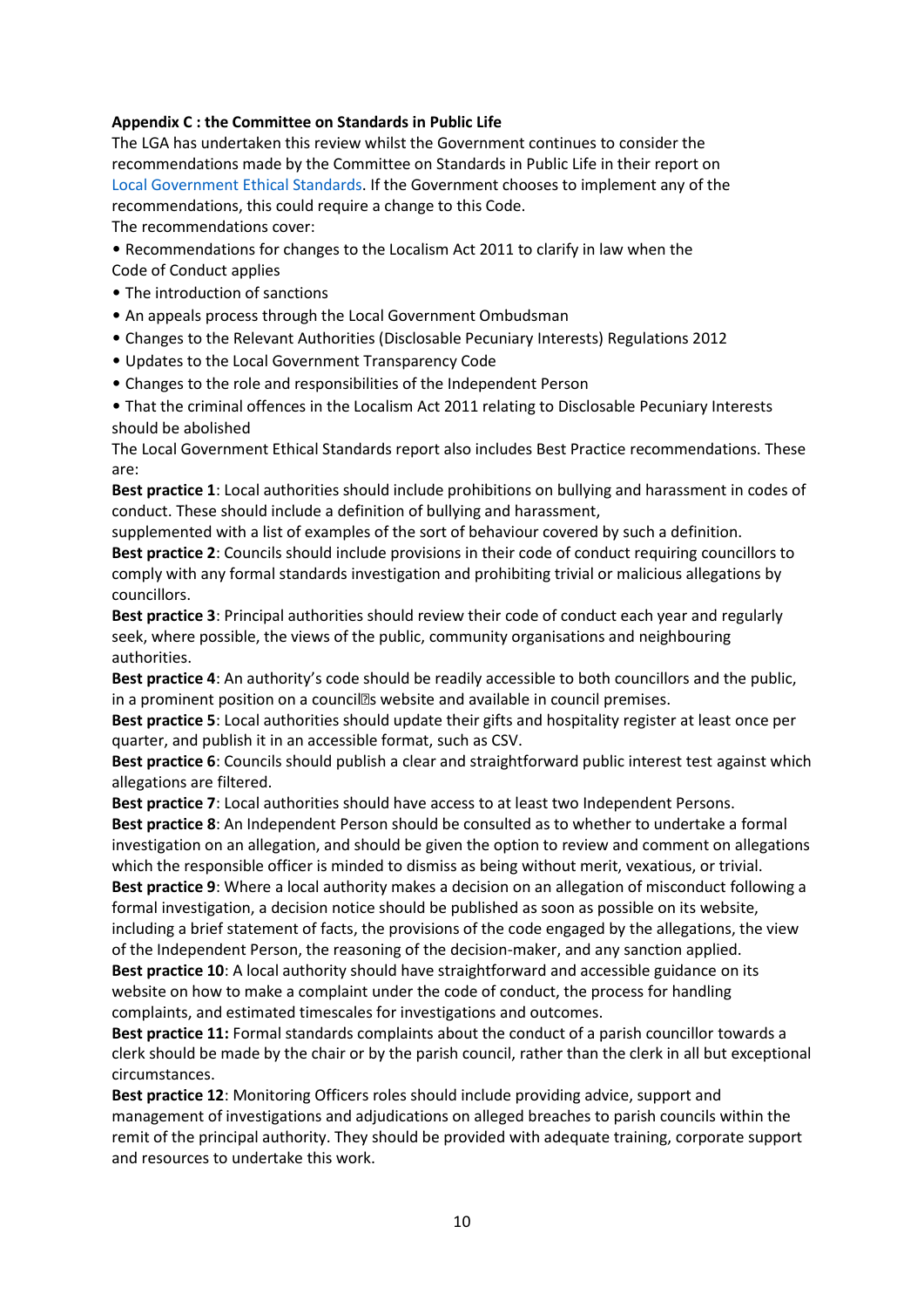**Appendix C : the Committee on Standards in Public Life**

The LGA has undertaken this review whilst the Government continues to consider the recommendations made by the Committee on Standards in Public Life in their report on Local Government Ethical Standards. If the Government chooses to implement any of the recommendations, this could require a change to this Code.

The recommendations cover:

- Recommendations for changes to the Localism Act 2011 to clarify in law when the Code of Conduct applies
- The introduction of sanctions
- An appeals process through the Local Government Ombudsman
- Changes to the Relevant Authorities (Disclosable Pecuniary Interests) Regulations 2012
- Updates to the Local Government Transparency Code
- Changes to the role and responsibilities of the Independent Person
- That the criminal offences in the Localism Act 2011 relating to Disclosable Pecuniary Interests should be abolished

The Local Government Ethical Standards report also includes Best Practice recommendations. These are:

**Best practice 1**: Local authorities should include prohibitions on bullying and harassment in codes of conduct. These should include a definition of bullying and harassment, supplemented with a list of examples of the sort of behaviour covered by such a definition.

**Best practice 2**: Councils should include provisions in their code of conduct requiring councillors to comply with any formal standards investigation and prohibiting trivial or malicious allegations by councillors.

**Best practice 3**: Principal authorities should review their code of conduct each year and regularly seek, where possible, the views of the public, community organisations and neighbouring authorities.

**Best practice 4**: An authority's code should be readily accessible to both councillors and the public, in a prominent position on a council's website and available in council premises.

**Best practice 5**: Local authorities should update their gifts and hospitality register at least once per quarter, and publish it in an accessible format, such as CSV.

**Best practice 6**: Councils should publish a clear and straightforward public interest test against which allegations are filtered.

**Best practice 7**: Local authorities should have access to at least two Independent Persons.

**Best practice 8**: An Independent Person should be consulted as to whether to undertake a formal investigation on an allegation, and should be given the option to review and comment on allegations which the responsible officer is minded to dismiss as being without merit, vexatious, or trivial.

**Best practice 9**: Where a local authority makes a decision on an allegation of misconduct following a formal investigation, a decision notice should be published as soon as possible on its website, including a brief statement of facts, the provisions of the code engaged by the allegations, the view of the Independent Person, the reasoning of the decision-maker, and any sanction applied.

**Best practice 10**: A local authority should have straightforward and accessible guidance on its website on how to make a complaint under the code of conduct, the process for handling complaints, and estimated timescales for investigations and outcomes.

**Best practice 11:** Formal standards complaints about the conduct of a parish councillor towards a clerk should be made by the chair or by the parish council, rather than the clerk in all but exceptional circumstances.

**Best practice 12**: Monitoring Officers roles should include providing advice, support and management of investigations and adjudications on alleged breaches to parish councils within the remit of the principal authority. They should be provided with adequate training, corporate support and resources to undertake this work.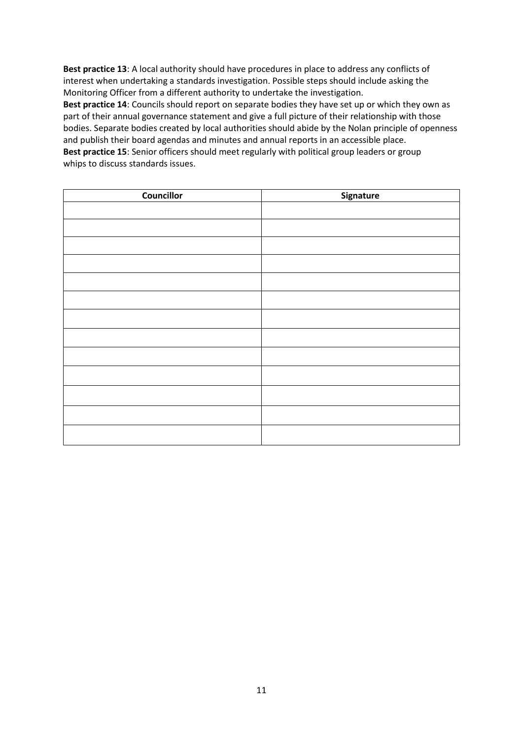**Best practice 13**: A local authority should have procedures in place to address any conflicts of interest when undertaking a standards investigation. Possible steps should include asking the Monitoring Officer from a different authority to undertake the investigation.

**Best practice 14**: Councils should report on separate bodies they have set up or which they own as part of their annual governance statement and give a full picture of their relationship with those bodies. Separate bodies created by local authorities should abide by the Nolan principle of openness and publish their board agendas and minutes and annual reports in an accessible place.

**Best practice 15**: Senior officers should meet regularly with political group leaders or group whips to discuss standards issues.

| Councillor | Signature |
|---|---|
| | |
| | |
| | |
| | |
| | |
| | |
| | |
| | |
| | |
| | |
| | |
| | |
| | |